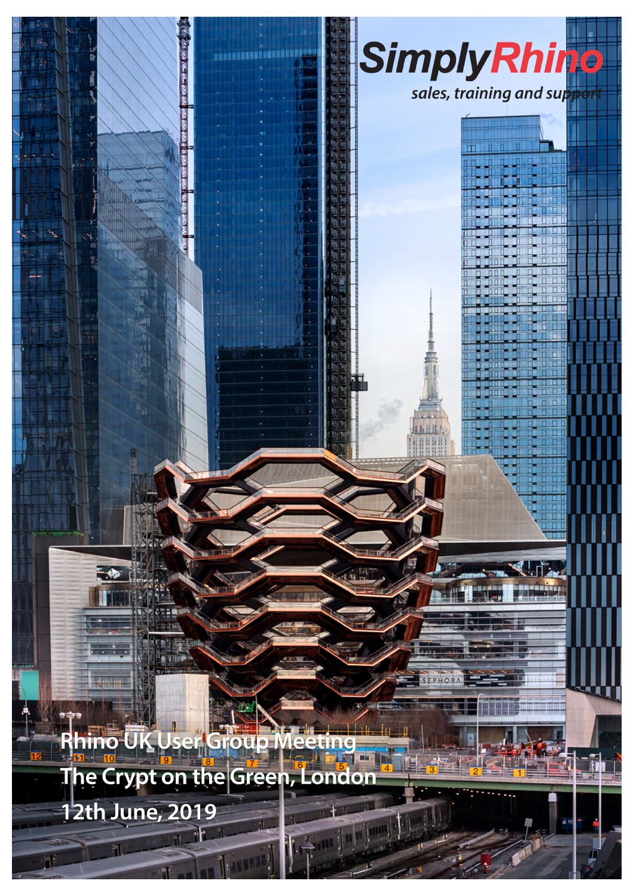# SimplyRhino

*sales, training and support*

**Rhino UK User Group Meeting**

**The Crypt on the Green, London**

**12th June, 2019**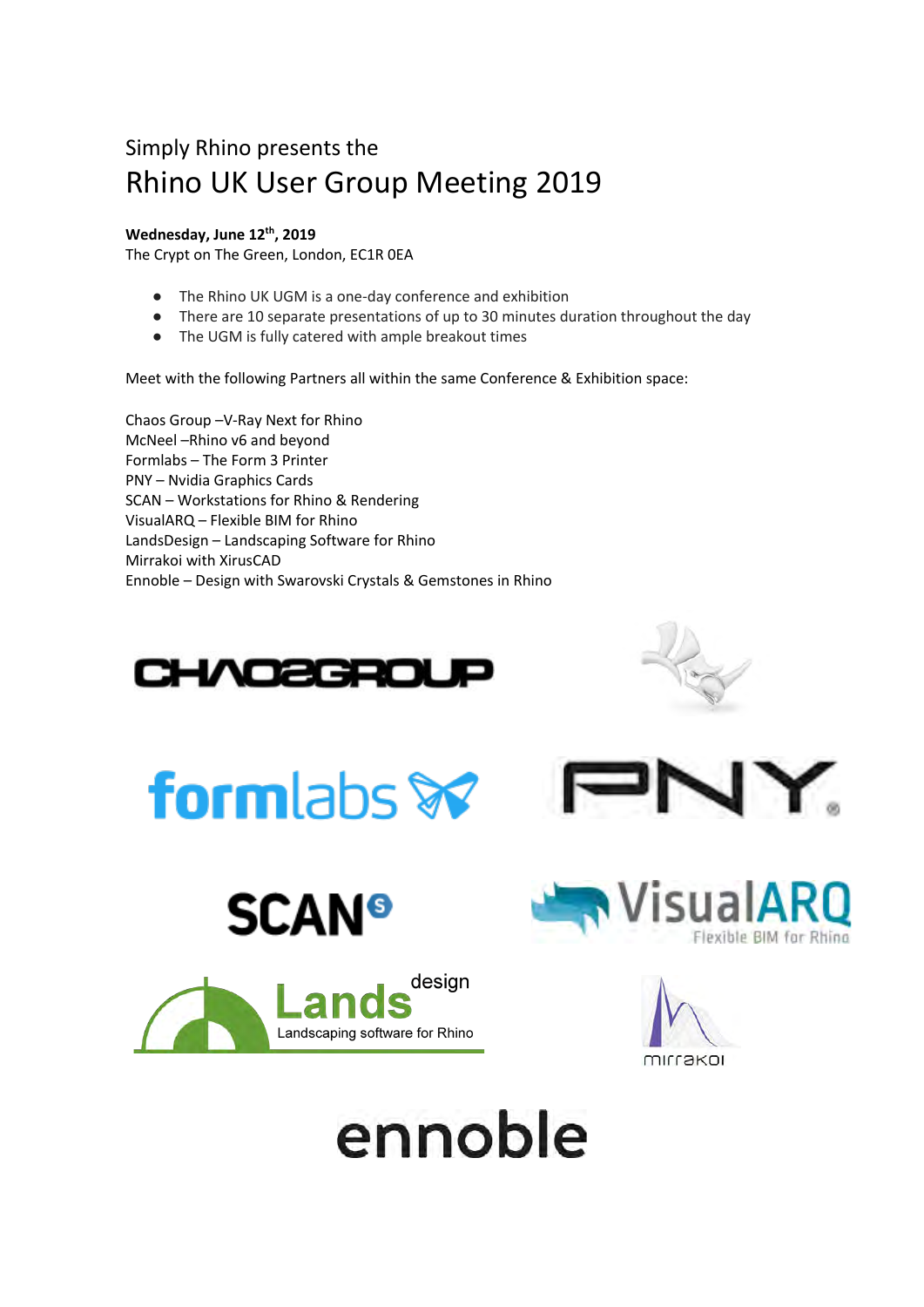Simply Rhino presents the

# Rhino UK User Group Meeting 2019

**Wednesday, June 12th, 2019**
The Crypt on The Green, London, EC1R 0EA

- The Rhino UK UGM is a one-day conference and exhibition
- There are 10 separate presentations of up to 30 minutes duration throughout the day
- The UGM is fully catered with ample breakout times

Meet with the following Partners all within the same Conference & Exhibition space:

Chaos Group –V-Ray Next for Rhino
McNeel –Rhino v6 and beyond
Formlabs – The Form 3 Printer
PNY – Nvidia Graphics Cards
SCAN – Workstations for Rhino & Rendering
VisualARQ – Flexible BIM for Rhino
LandsDesign – Landscaping Software for Rhino
Mirrakoi with XirusCAD
Ennoble – Design with Swarovski Crystals & Gemstones in Rhino

CHAOSGROUP

formlabs

PNY

SCAN

VisualARQ
Flexible BIM for Rhino

Lands design
Landscaping software for Rhino

mirrakoi

ennoble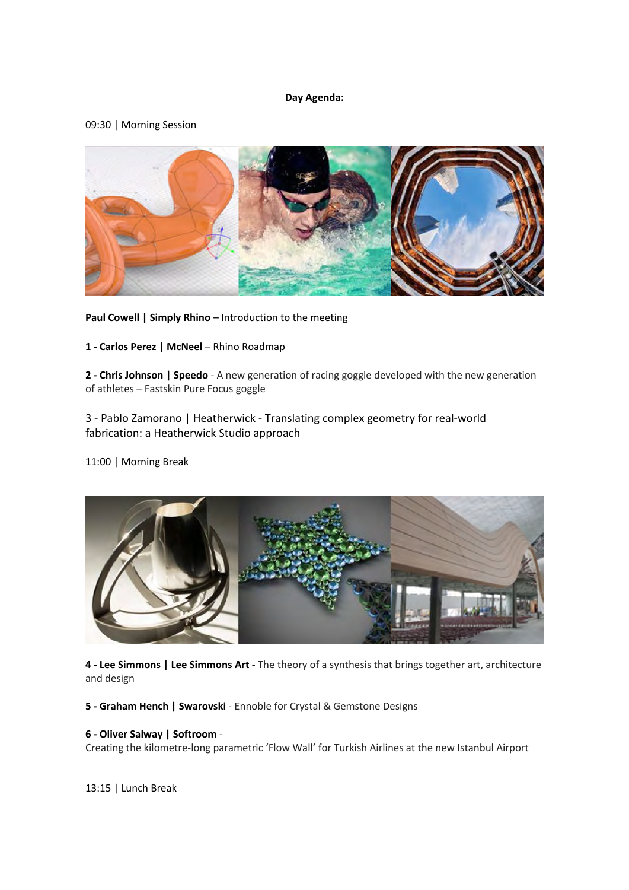**Day Agenda:**

09:30 | Morning Session

**Paul Cowell | Simply Rhino** – Introduction to the meeting

**1 - Carlos Perez | McNeel** – Rhino Roadmap

**2 - Chris Johnson | Speedo** - A new generation of racing goggle developed with the new generation of athletes – Fastskin Pure Focus goggle

3 - Pablo Zamorano | Heatherwick - Translating complex geometry for real-world fabrication: a Heatherwick Studio approach

11:00 | Morning Break

**4 - Lee Simmons | Lee Simmons Art** - The theory of a synthesis that brings together art, architecture and design

**5 - Graham Hench | Swarovski** - Ennoble for Crystal & Gemstone Designs

**6 - Oliver Salway | Softroom** -
Creating the kilometre-long parametric 'Flow Wall' for Turkish Airlines at the new Istanbul Airport

13:15 | Lunch Break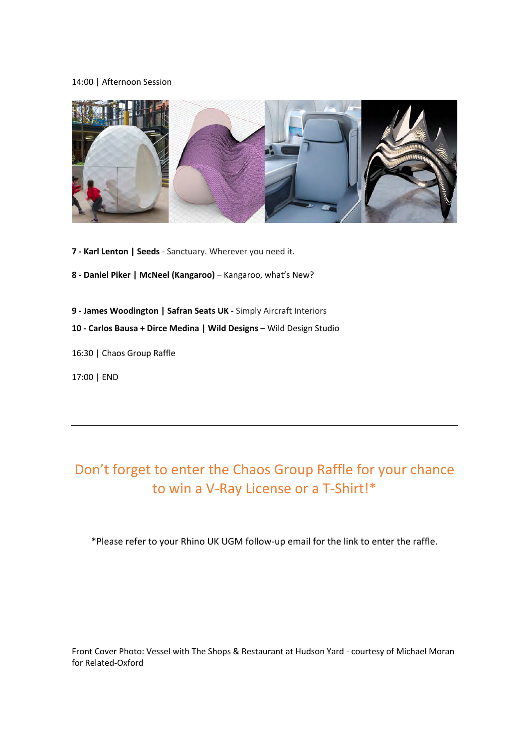14:00 | Afternoon Session

**7 - Karl Lenton | Seeds** - Sanctuary. Wherever you need it.

**8 - Daniel Piker | McNeel (Kangaroo)** – Kangaroo, what's New?

**9 - James Woodington | Safran Seats UK** - Simply Aircraft Interiors

**10 - Carlos Bausa + Dirce Medina | Wild Designs** – Wild Design Studio

16:30 | Chaos Group Raffle

17:00 | END

---

## Don't forget to enter the Chaos Group Raffle for your chance to win a V-Ray License or a T-Shirt!*

*Please refer to your Rhino UK UGM follow-up email for the link to enter the raffle.

Front Cover Photo: Vessel with The Shops & Restaurant at Hudson Yard - courtesy of Michael Moran for Related-Oxford